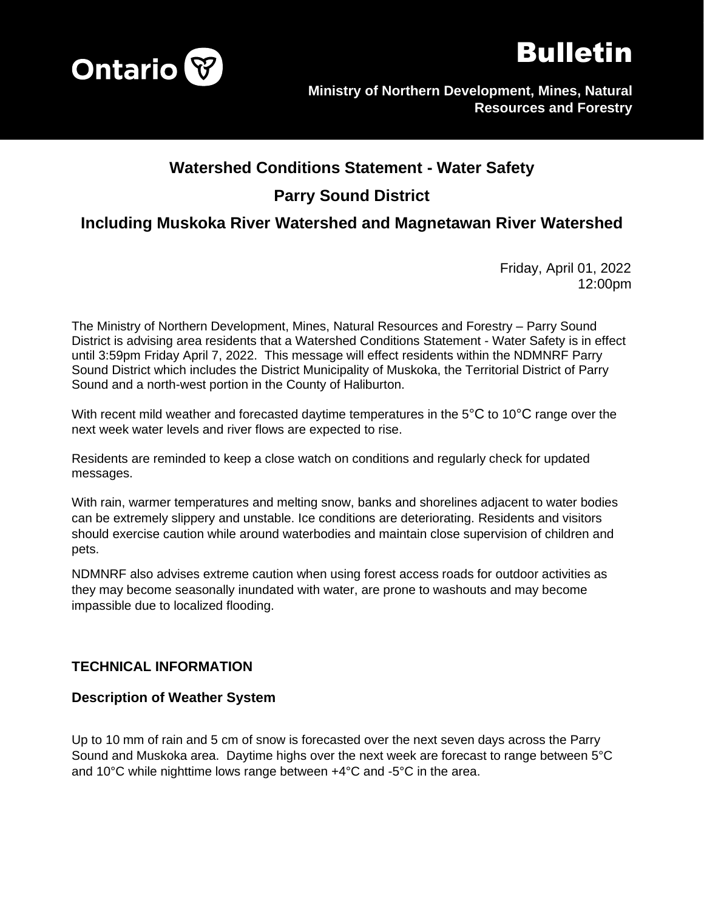Ontario

# Bulletin

**Ministry of Northern Development, Mines, Natural Resources and Forestry**

## Watershed Conditions Statement - Water Safety

## Parry Sound District

## Including Muskoka River Watershed and Magnetawan River Watershed

Friday, April 01, 2022
12:00pm

The Ministry of Northern Development, Mines, Natural Resources and Forestry – Parry Sound District is advising area residents that a Watershed Conditions Statement - Water Safety is in effect until 3:59pm Friday April 7, 2022. This message will effect residents within the NDMNRF Parry Sound District which includes the District Municipality of Muskoka, the Territorial District of Parry Sound and a north-west portion in the County of Haliburton.

With recent mild weather and forecasted daytime temperatures in the 5°C to 10°C range over the next week water levels and river flows are expected to rise.

Residents are reminded to keep a close watch on conditions and regularly check for updated messages.

With rain, warmer temperatures and melting snow, banks and shorelines adjacent to water bodies can be extremely slippery and unstable. Ice conditions are deteriorating. Residents and visitors should exercise caution while around waterbodies and maintain close supervision of children and pets.

NDMNRF also advises extreme caution when using forest access roads for outdoor activities as they may become seasonally inundated with water, are prone to washouts and may become impassible due to localized flooding.

### TECHNICAL INFORMATION

### Description of Weather System

Up to 10 mm of rain and 5 cm of snow is forecasted over the next seven days across the Parry Sound and Muskoka area. Daytime highs over the next week are forecast to range between 5°C and 10°C while nighttime lows range between +4°C and -5°C in the area.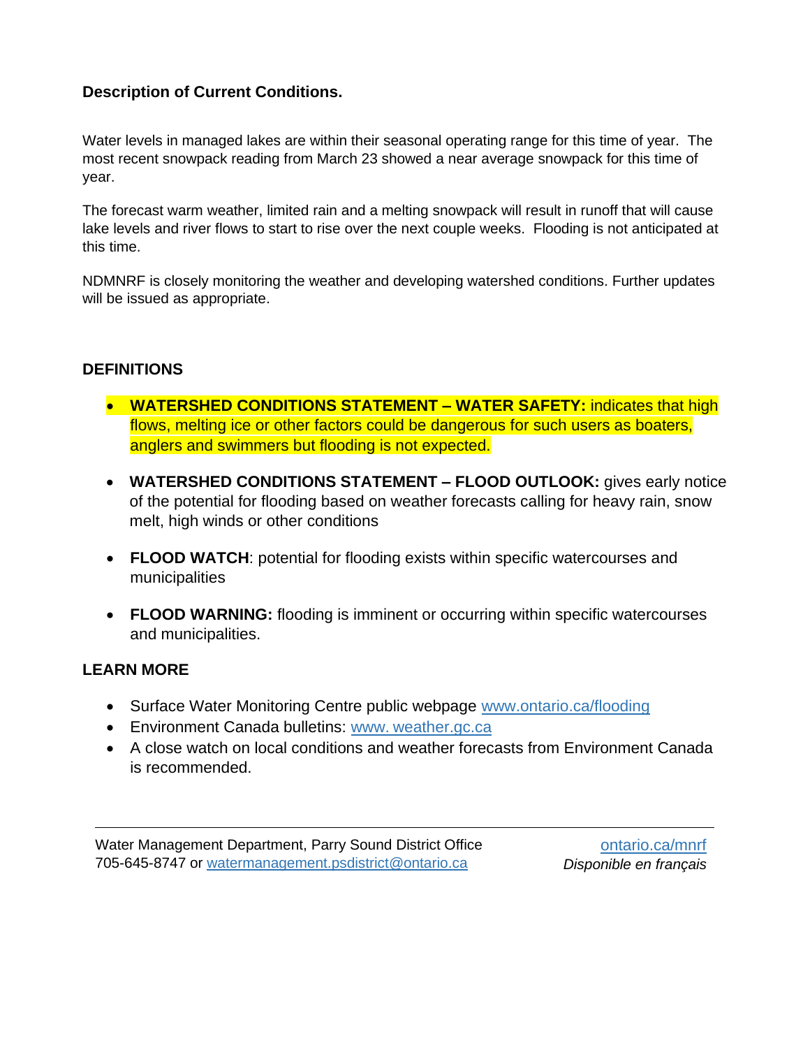**Description of Current Conditions.**

Water levels in managed lakes are within their seasonal operating range for this time of year. The most recent snowpack reading from March 23 showed a near average snowpack for this time of year.

The forecast warm weather, limited rain and a melting snowpack will result in runoff that will cause lake levels and river flows to start to rise over the next couple weeks. Flooding is not anticipated at this time.

NDMNRF is closely monitoring the weather and developing watershed conditions. Further updates will be issued as appropriate.

**DEFINITIONS**

- **WATERSHED CONDITIONS STATEMENT – WATER SAFETY:** indicates that high flows, melting ice or other factors could be dangerous for such users as boaters, anglers and swimmers but flooding is not expected.
- **WATERSHED CONDITIONS STATEMENT – FLOOD OUTLOOK:** gives early notice of the potential for flooding based on weather forecasts calling for heavy rain, snow melt, high winds or other conditions
- **FLOOD WATCH**: potential for flooding exists within specific watercourses and municipalities
- **FLOOD WARNING:** flooding is imminent or occurring within specific watercourses and municipalities.

**LEARN MORE**

- Surface Water Monitoring Centre public webpage www.ontario.ca/flooding
- Environment Canada bulletins: www. weather.gc.ca
- A close watch on local conditions and weather forecasts from Environment Canada is recommended.

---

Water Management Department, Parry Sound District Office
705-645-8747 or watermanagement.psdistrict@ontario.ca

ontario.ca/mnrf
*Disponible en français*